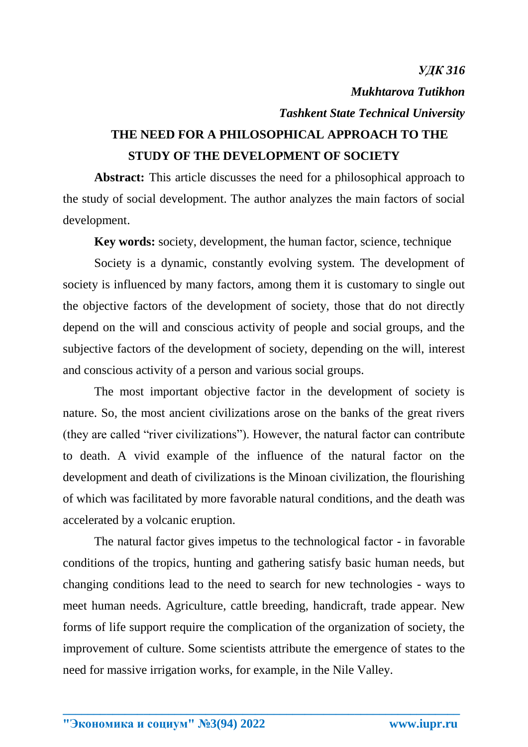*УДК 316*

***Mukhtarova Tutikhon***

***Tashkent State Technical University***

# THE NEED FOR A PHILOSOPHICAL APPROACH TO THE STUDY OF THE DEVELOPMENT OF SOCIETY

**Abstract:** This article discusses the need for a philosophical approach to the study of social development. The author analyzes the main factors of social development.

**Key words:** society, development, the human factor, science, technique

Society is a dynamic, constantly evolving system. The development of society is influenced by many factors, among them it is customary to single out the objective factors of the development of society, those that do not directly depend on the will and conscious activity of people and social groups, and the subjective factors of the development of society, depending on the will, interest and conscious activity of a person and various social groups.

The most important objective factor in the development of society is nature. So, the most ancient civilizations arose on the banks of the great rivers (they are called "river civilizations"). However, the natural factor can contribute to death. A vivid example of the influence of the natural factor on the development and death of civilizations is the Minoan civilization, the flourishing of which was facilitated by more favorable natural conditions, and the death was accelerated by a volcanic eruption.

The natural factor gives impetus to the technological factor - in favorable conditions of the tropics, hunting and gathering satisfy basic human needs, but changing conditions lead to the need to search for new technologies - ways to meet human needs. Agriculture, cattle breeding, handicraft, trade appear. New forms of life support require the complication of the organization of society, the improvement of culture. Some scientists attribute the emergence of states to the need for massive irrigation works, for example, in the Nile Valley.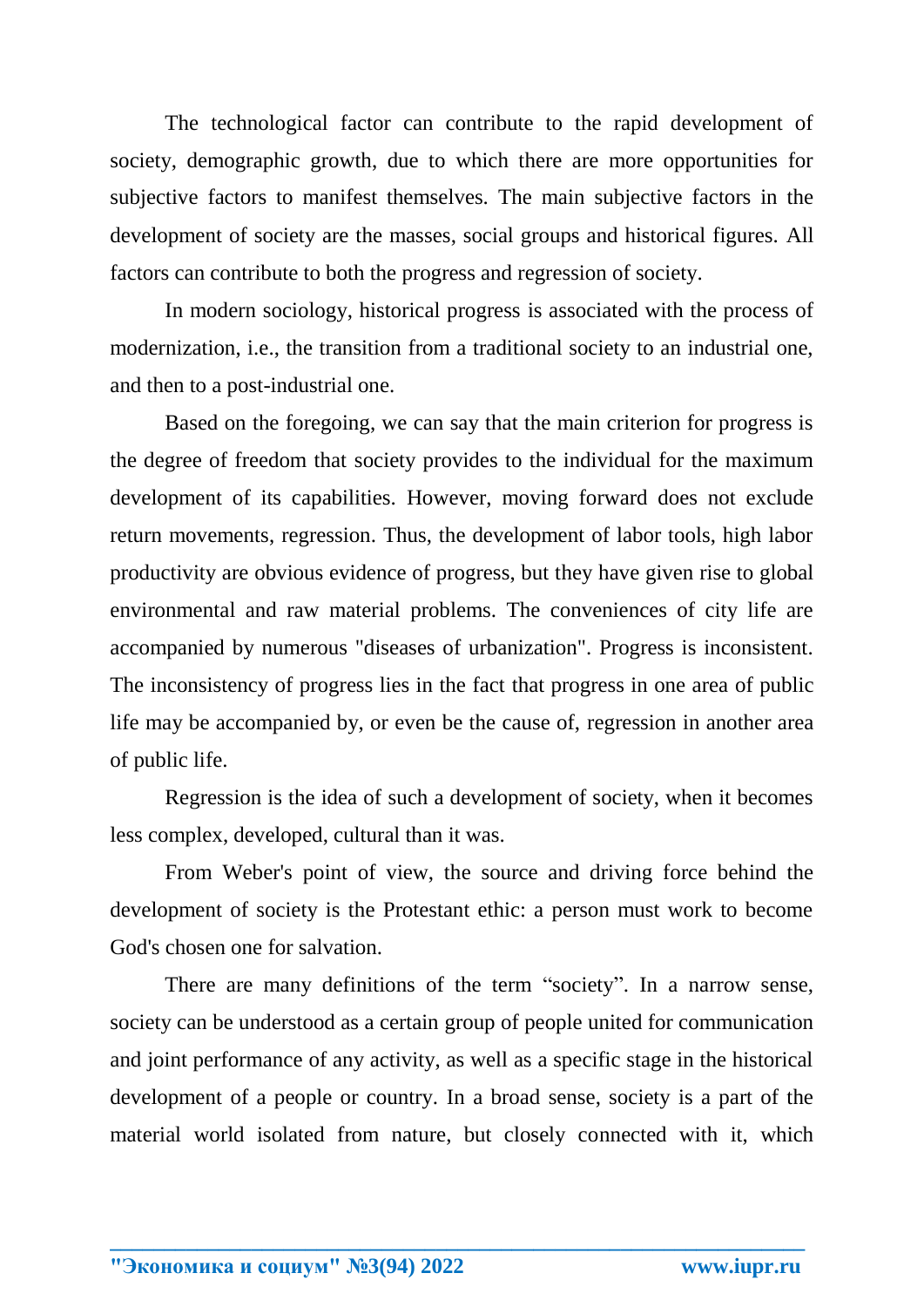The technological factor can contribute to the rapid development of society, demographic growth, due to which there are more opportunities for subjective factors to manifest themselves. The main subjective factors in the development of society are the masses, social groups and historical figures. All factors can contribute to both the progress and regression of society.

In modern sociology, historical progress is associated with the process of modernization, i.e., the transition from a traditional society to an industrial one, and then to a post-industrial one.

Based on the foregoing, we can say that the main criterion for progress is the degree of freedom that society provides to the individual for the maximum development of its capabilities. However, moving forward does not exclude return movements, regression. Thus, the development of labor tools, high labor productivity are obvious evidence of progress, but they have given rise to global environmental and raw material problems. The conveniences of city life are accompanied by numerous "diseases of urbanization". Progress is inconsistent. The inconsistency of progress lies in the fact that progress in one area of public life may be accompanied by, or even be the cause of, regression in another area of public life.

Regression is the idea of such a development of society, when it becomes less complex, developed, cultural than it was.

From Weber's point of view, the source and driving force behind the development of society is the Protestant ethic: a person must work to become God's chosen one for salvation.

There are many definitions of the term “society”. In a narrow sense, society can be understood as a certain group of people united for communication and joint performance of any activity, as well as a specific stage in the historical development of a people or country. In a broad sense, society is a part of the material world isolated from nature, but closely connected with it, which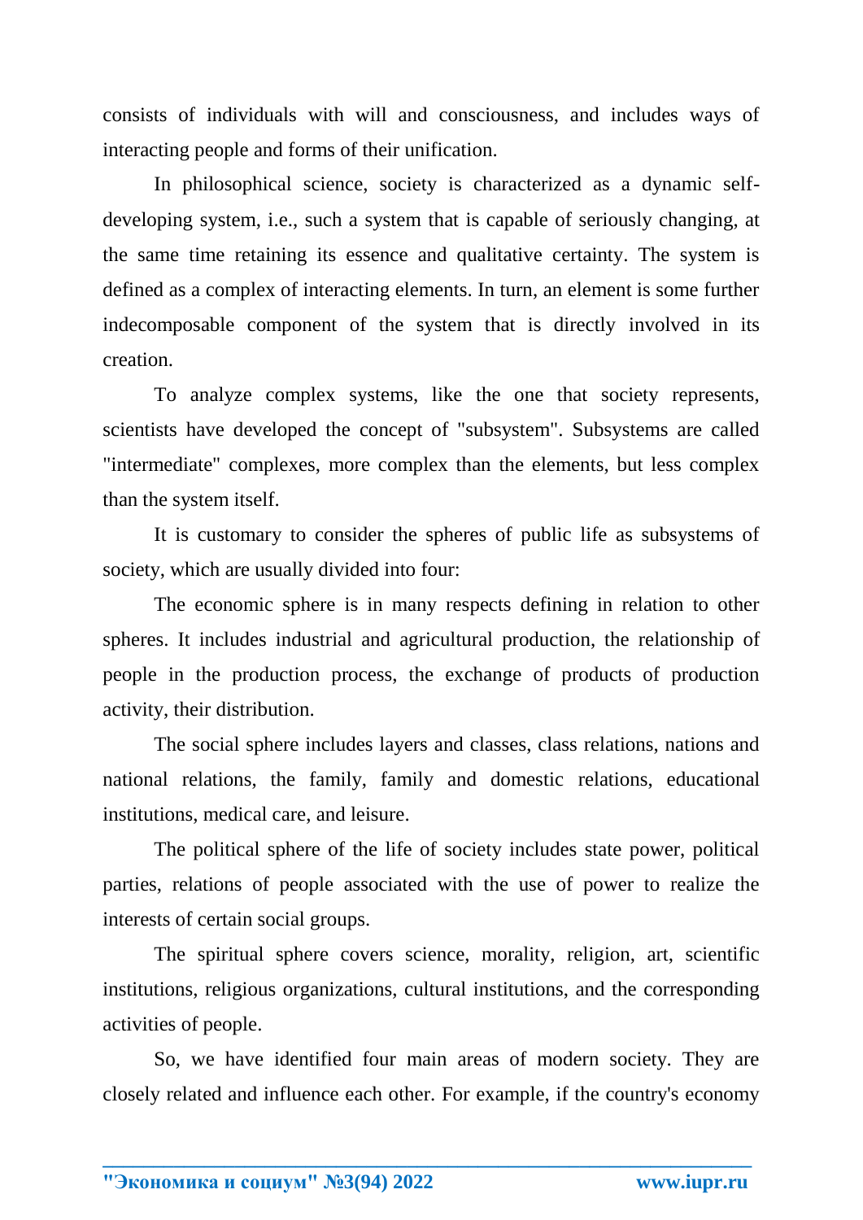consists of individuals with will and consciousness, and includes ways of interacting people and forms of their unification.

In philosophical science, society is characterized as a dynamic self-developing system, i.e., such a system that is capable of seriously changing, at the same time retaining its essence and qualitative certainty. The system is defined as a complex of interacting elements. In turn, an element is some further indecomposable component of the system that is directly involved in its creation.

To analyze complex systems, like the one that society represents, scientists have developed the concept of "subsystem". Subsystems are called "intermediate" complexes, more complex than the elements, but less complex than the system itself.

It is customary to consider the spheres of public life as subsystems of society, which are usually divided into four:

The economic sphere is in many respects defining in relation to other spheres. It includes industrial and agricultural production, the relationship of people in the production process, the exchange of products of production activity, their distribution.

The social sphere includes layers and classes, class relations, nations and national relations, the family, family and domestic relations, educational institutions, medical care, and leisure.

The political sphere of the life of society includes state power, political parties, relations of people associated with the use of power to realize the interests of certain social groups.

The spiritual sphere covers science, morality, religion, art, scientific institutions, religious organizations, cultural institutions, and the corresponding activities of people.

So, we have identified four main areas of modern society. They are closely related and influence each other. For example, if the country's economy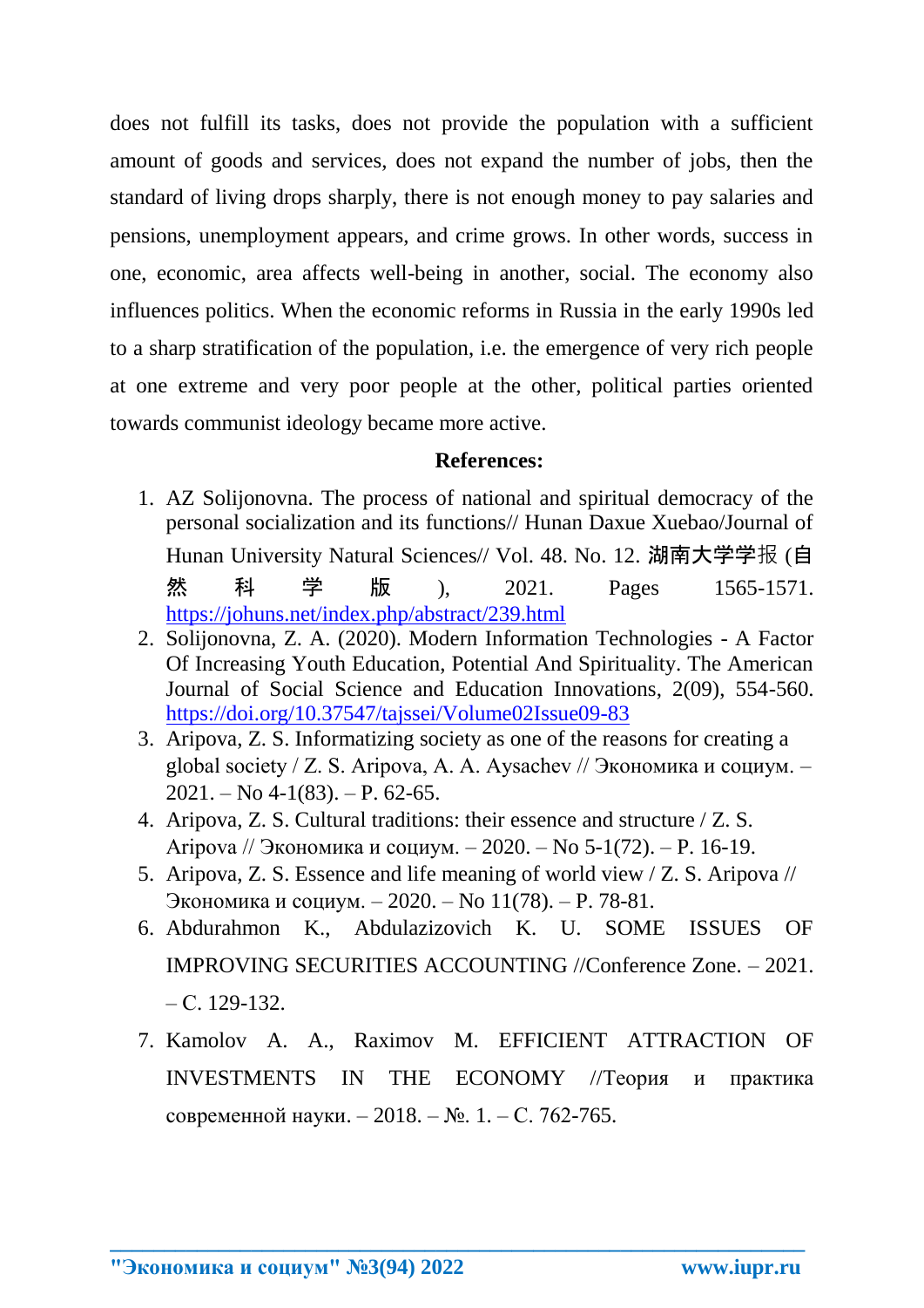does not fulfill its tasks, does not provide the population with a sufficient amount of goods and services, does not expand the number of jobs, then the standard of living drops sharply, there is not enough money to pay salaries and pensions, unemployment appears, and crime grows. In other words, success in one, economic, area affects well-being in another, social. The economy also influences politics. When the economic reforms in Russia in the early 1990s led to a sharp stratification of the population, i.e. the emergence of very rich people at one extreme and very poor people at the other, political parties oriented towards communist ideology became more active.

**References:**

1. AZ Solijonovna. The process of national and spiritual democracy of the personal socialization and its functions// Hunan Daxue Xuebao/Journal of Hunan University Natural Sciences// Vol. 48. No. 12. 湖南大学学报 (自然科学版), 2021. Pages 1565-1571. https://johuns.net/index.php/abstract/239.html
2. Solijonovna, Z. A. (2020). Modern Information Technologies - A Factor Of Increasing Youth Education, Potential And Spirituality. The American Journal of Social Science and Education Innovations, 2(09), 554-560. https://doi.org/10.37547/tajssei/Volume02Issue09-83
3. Aripova, Z. S. Informatizing society as one of the reasons for creating a global society / Z. S. Aripova, A. A. Aysachev // Экономика и социум. – 2021. – No 4-1(83). – P. 62-65.
4. Aripova, Z. S. Cultural traditions: their essence and structure / Z. S. Aripova // Экономика и социум. – 2020. – No 5-1(72). – P. 16-19.
5. Aripova, Z. S. Essence and life meaning of world view / Z. S. Aripova // Экономика и социум. – 2020. – No 11(78). – P. 78-81.
6. Abdurahmon K., Abdulazizovich K. U. SOME ISSUES OF IMPROVING SECURITIES ACCOUNTING //Conference Zone. – 2021. – С. 129-132.
7. Kamolov A. A., Raximov M. EFFICIENT ATTRACTION OF INVESTMENTS IN THE ECONOMY //Теория и практика современной науки. – 2018. – №. 1. – С. 762-765.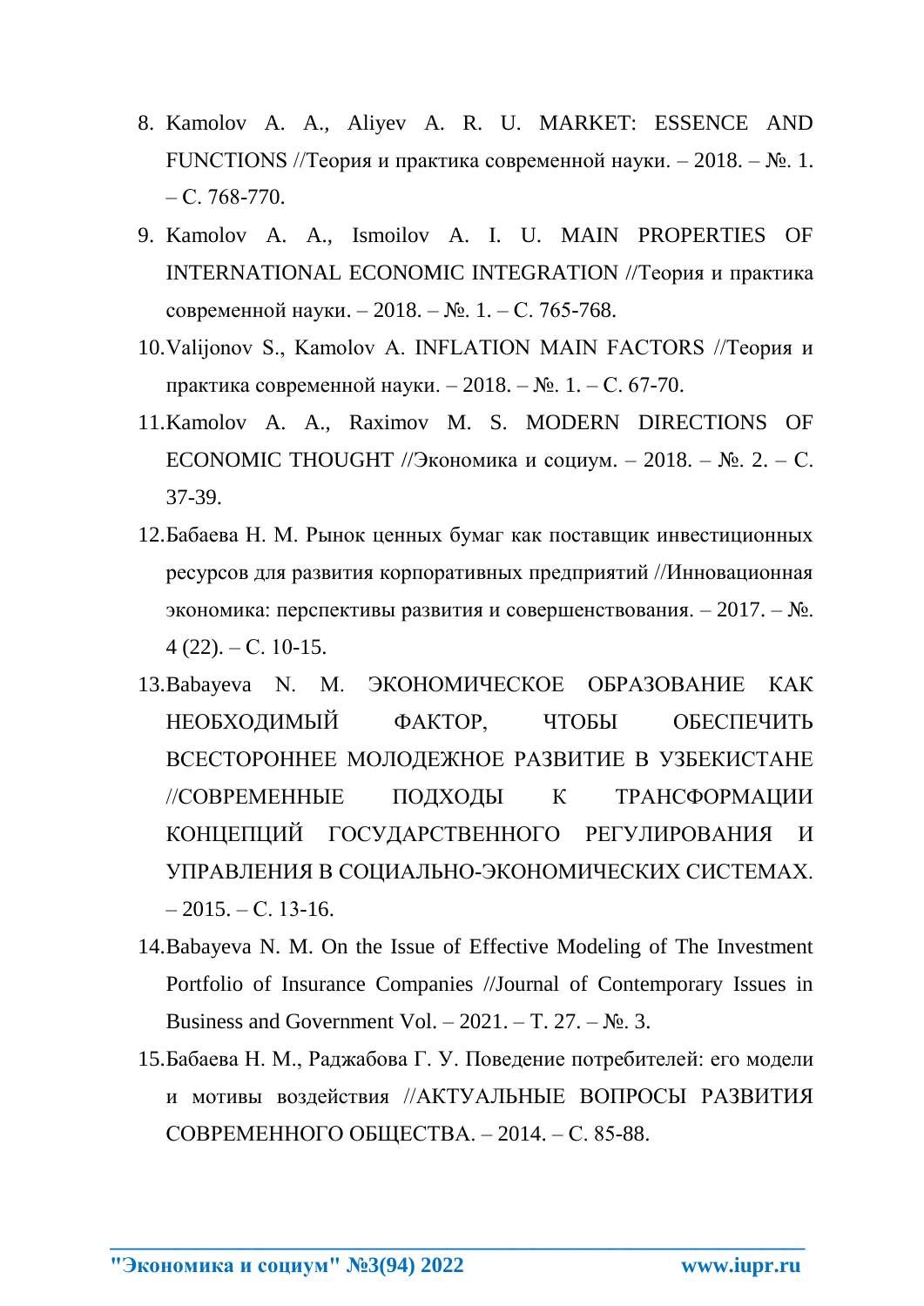8. Kamolov A. A., Aliyev A. R. U. MARKET: ESSENCE AND FUNCTIONS //Теория и практика современной науки. – 2018. – №. 1. – С. 768-770.
9. Kamolov A. A., Ismoilov A. I. U. MAIN PROPERTIES OF INTERNATIONAL ECONOMIC INTEGRATION //Теория и практика современной науки. – 2018. – №. 1. – С. 765-768.
10. Valijonov S., Kamolov A. INFLATION MAIN FACTORS //Теория и практика современной науки. – 2018. – №. 1. – С. 67-70.
11. Kamolov A. A., Raximov M. S. MODERN DIRECTIONS OF ECONOMIC THOUGHT //Экономика и социум. – 2018. – №. 2. – С. 37-39.
12. Бабаева Н. М. Рынок ценных бумаг как поставщик инвестиционных ресурсов для развития корпоративных предприятий //Инновационная экономика: перспективы развития и совершенствования. – 2017. – №. 4 (22). – С. 10-15.
13. Babayeva N. M. ЭКОНОМИЧЕСКОЕ ОБРАЗОВАНИЕ КАК НЕОБХОДИМЫЙ ФАКТОР, ЧТОБЫ ОБЕСПЕЧИТЬ ВСЕСТОРОННЕЕ МОЛОДЕЖНОЕ РАЗВИТИЕ В УЗБЕКИСТАНЕ //СОВРЕМЕННЫЕ ПОДХОДЫ К ТРАНСФОРМАЦИИ КОНЦЕПЦИЙ ГОСУДАРСТВЕННОГО РЕГУЛИРОВАНИЯ И УПРАВЛЕНИЯ В СОЦИАЛЬНО-ЭКОНОМИЧЕСКИХ СИСТЕМАХ. – 2015. – С. 13-16.
14. Babayeva N. M. On the Issue of Effective Modeling of The Investment Portfolio of Insurance Companies //Journal of Contemporary Issues in Business and Government Vol. – 2021. – Т. 27. – №. 3.
15. Бабаева Н. М., Раджабова Г. У. Поведение потребителей: его модели и мотивы воздействия //АКТУАЛЬНЫЕ ВОПРОСЫ РАЗВИТИЯ СОВРЕМЕННОГО ОБЩЕСТВА. – 2014. – С. 85-88.